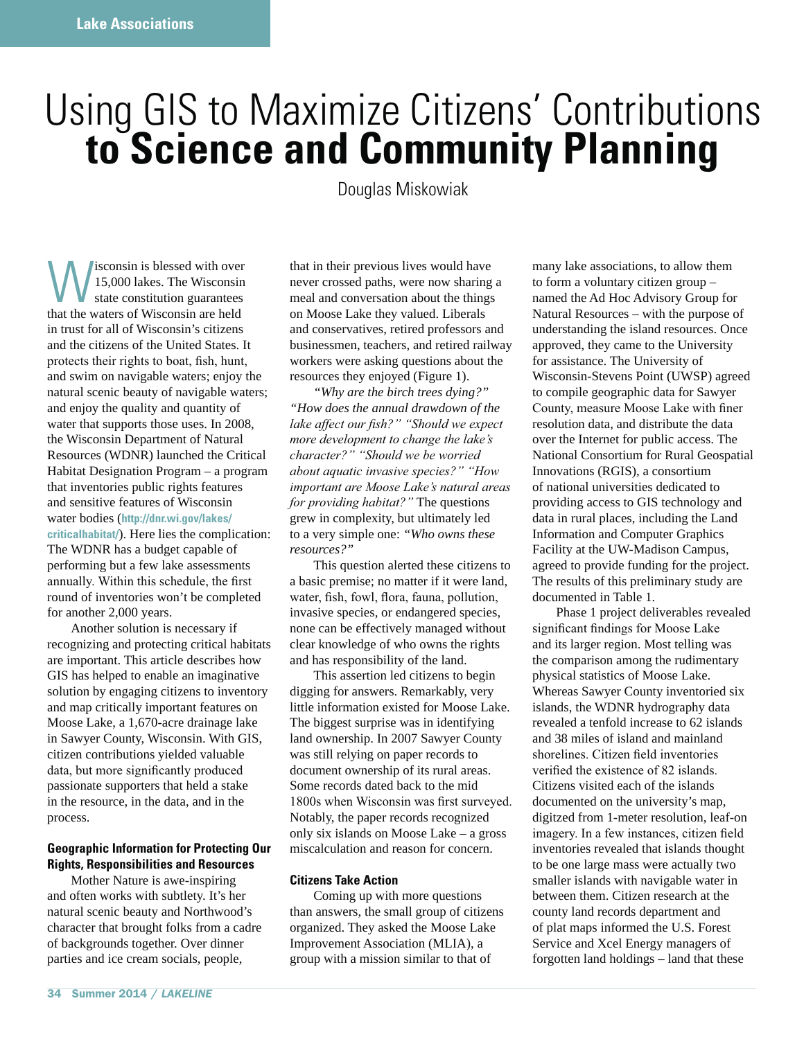# Using GIS to Maximize Citizens' Contributions to Science and Community Planning

Douglas Miskowiak

Wisconsin is blessed with over 15,000 lakes. The Wisconsin state constitution guarantees that the waters of Wisconsin are held in trust for all of Wisconsin's citizens and the citizens of the United States. It protects their rights to boat, fish, hunt, and swim on navigable waters; enjoy the natural scenic beauty of navigable waters; and enjoy the quality and quantity of water that supports those uses. In 2008, the Wisconsin Department of Natural Resources (WDNR) launched the Critical Habitat Designation Program – a program that inventories public rights features and sensitive features of Wisconsin water bodies (**http://dnr.wi.gov/lakes/criticalhabitat/**). Here lies the complication: The WDNR has a budget capable of performing but a few lake assessments annually. Within this schedule, the first round of inventories won't be completed for another 2,000 years.

Another solution is necessary if recognizing and protecting critical habitats are important. This article describes how GIS has helped to enable an imaginative solution by engaging citizens to inventory and map critically important features on Moose Lake, a 1,670-acre drainage lake in Sawyer County, Wisconsin. With GIS, citizen contributions yielded valuable data, but more significantly produced passionate supporters that held a stake in the resource, in the data, and in the process.

### Geographic Information for Protecting Our Rights, Responsibilities and Resources

Mother Nature is awe-inspiring and often works with subtlety. It's her natural scenic beauty and Northwood's character that brought folks from a cadre of backgrounds together. Over dinner parties and ice cream socials, people, that in their previous lives would have never crossed paths, were now sharing a meal and conversation about the things on Moose Lake they valued. Liberals and conservatives, retired professors and businessmen, teachers, and retired railway workers were asking questions about the resources they enjoyed (Figure 1).

*"Why are the birch trees dying?" "How does the annual drawdown of the lake affect our fish?" "Should we expect more development to change the lake's character?" "Should we be worried about aquatic invasive species?" "How important are Moose Lake's natural areas for providing habitat?"* The questions grew in complexity, but ultimately led to a very simple one: *"Who owns these resources?"*

This question alerted these citizens to a basic premise; no matter if it were land, water, fish, fowl, flora, fauna, pollution, invasive species, or endangered species, none can be effectively managed without clear knowledge of who owns the rights and has responsibility of the land.

This assertion led citizens to begin digging for answers. Remarkably, very little information existed for Moose Lake. The biggest surprise was in identifying land ownership. In 2007 Sawyer County was still relying on paper records to document ownership of its rural areas. Some records dated back to the mid 1800s when Wisconsin was first surveyed. Notably, the paper records recognized only six islands on Moose Lake – a gross miscalculation and reason for concern.

### Citizens Take Action

Coming up with more questions than answers, the small group of citizens organized. They asked the Moose Lake Improvement Association (MLIA), a group with a mission similar to that of many lake associations, to allow them to form a voluntary citizen group – named the Ad Hoc Advisory Group for Natural Resources – with the purpose of understanding the island resources. Once approved, they came to the University for assistance. The University of Wisconsin-Stevens Point (UWSP) agreed to compile geographic data for Sawyer County, measure Moose Lake with finer resolution data, and distribute the data over the Internet for public access. The National Consortium for Rural Geospatial Innovations (RGIS), a consortium of national universities dedicated to providing access to GIS technology and data in rural places, including the Land Information and Computer Graphics Facility at the UW-Madison Campus, agreed to provide funding for the project. The results of this preliminary study are documented in Table 1.

Phase 1 project deliverables revealed significant findings for Moose Lake and its larger region. Most telling was the comparison among the rudimentary physical statistics of Moose Lake. Whereas Sawyer County inventoried six islands, the WDNR hydrography data revealed a tenfold increase to 62 islands and 38 miles of island and mainland shorelines. Citizen field inventories verified the existence of 82 islands. Citizens visited each of the islands documented on the university's map, digitzed from 1-meter resolution, leaf-on imagery. In a few instances, citizen field inventories revealed that islands thought to be one large mass were actually two smaller islands with navigable water in between them. Citizen research at the county land records department and of plat maps informed the U.S. Forest Service and Xcel Energy managers of forgotten land holdings – land that these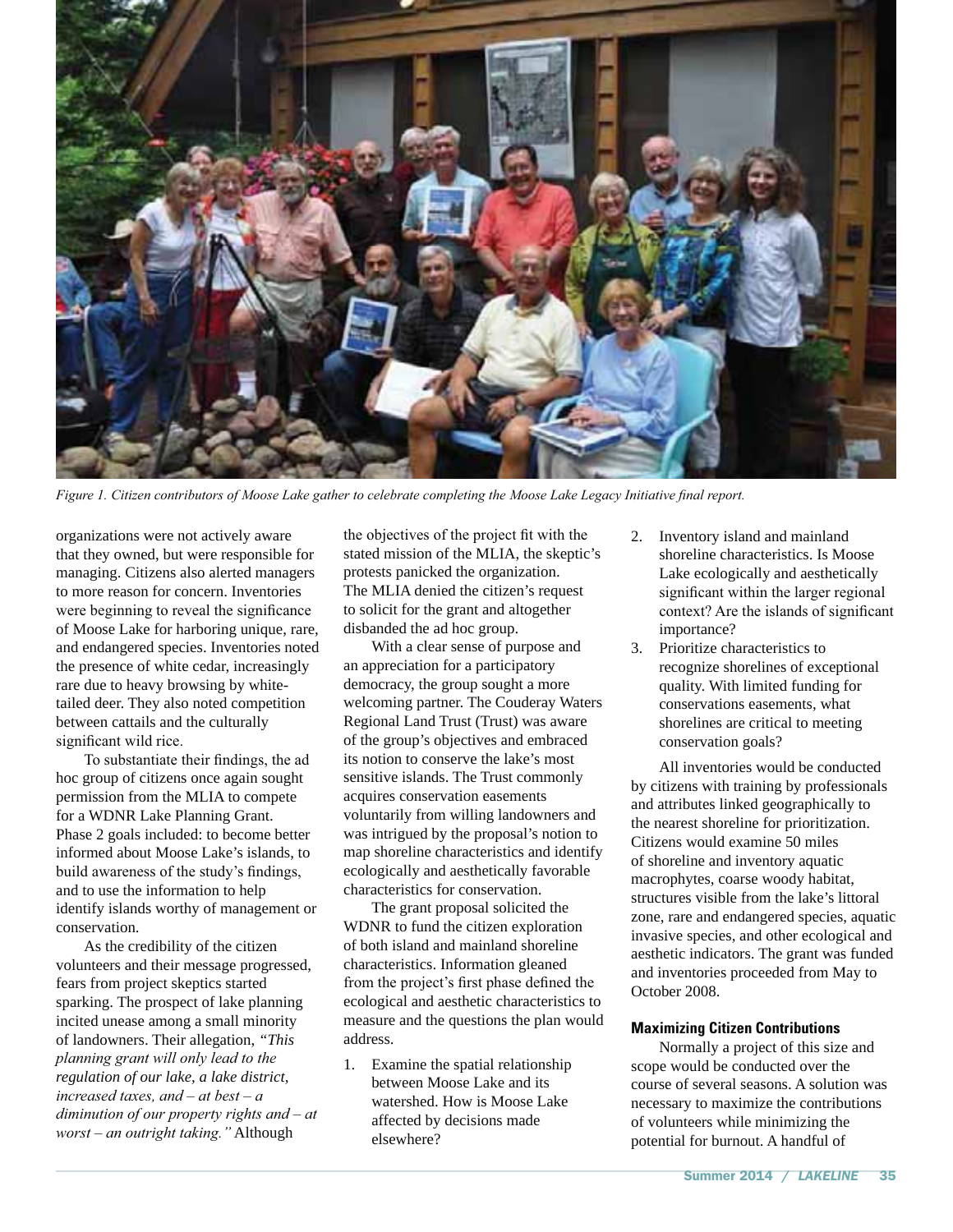*Figure 1. Citizen contributors of Moose Lake gather to celebrate completing the Moose Lake Legacy Initiative final report.*

organizations were not actively aware that they owned, but were responsible for managing. Citizens also alerted managers to more reason for concern. Inventories were beginning to reveal the significance of Moose Lake for harboring unique, rare, and endangered species. Inventories noted the presence of white cedar, increasingly rare due to heavy browsing by white-tailed deer. They also noted competition between cattails and the culturally significant wild rice.

To substantiate their findings, the ad hoc group of citizens once again sought permission from the MLIA to compete for a WDNR Lake Planning Grant. Phase 2 goals included: to become better informed about Moose Lake's islands, to build awareness of the study's findings, and to use the information to help identify islands worthy of management or conservation.

As the credibility of the citizen volunteers and their message progressed, fears from project skeptics started sparking. The prospect of lake planning incited unease among a small minority of landowners. Their allegation, *"This planning grant will only lead to the regulation of our lake, a lake district, increased taxes, and – at best – a diminution of our property rights and – at worst – an outright taking."* Although the objectives of the project fit with the stated mission of the MLIA, the skeptic's protests panicked the organization. The MLIA denied the citizen's request to solicit for the grant and altogether disbanded the ad hoc group.

With a clear sense of purpose and an appreciation for a participatory democracy, the group sought a more welcoming partner. The Couderay Waters Regional Land Trust (Trust) was aware of the group's objectives and embraced its notion to conserve the lake's most sensitive islands. The Trust commonly acquires conservation easements voluntarily from willing landowners and was intrigued by the proposal's notion to map shoreline characteristics and identify ecologically and aesthetically favorable characteristics for conservation.

The grant proposal solicited the WDNR to fund the citizen exploration of both island and mainland shoreline characteristics. Information gleaned from the project's first phase defined the ecological and aesthetic characteristics to measure and the questions the plan would address.

1. Examine the spatial relationship between Moose Lake and its watershed. How is Moose Lake affected by decisions made elsewhere?
2. Inventory island and mainland shoreline characteristics. Is Moose Lake ecologically and aesthetically significant within the larger regional context? Are the islands of significant importance?
3. Prioritize characteristics to recognize shorelines of exceptional quality. With limited funding for conservations easements, what shorelines are critical to meeting conservation goals?

All inventories would be conducted by citizens with training by professionals and attributes linked geographically to the nearest shoreline for prioritization. Citizens would examine 50 miles of shoreline and inventory aquatic macrophytes, coarse woody habitat, structures visible from the lake's littoral zone, rare and endangered species, aquatic invasive species, and other ecological and aesthetic indicators. The grant was funded and inventories proceeded from May to October 2008.

#### Maximizing Citizen Contributions

Normally a project of this size and scope would be conducted over the course of several seasons. A solution was necessary to maximize the contributions of volunteers while minimizing the potential for burnout. A handful of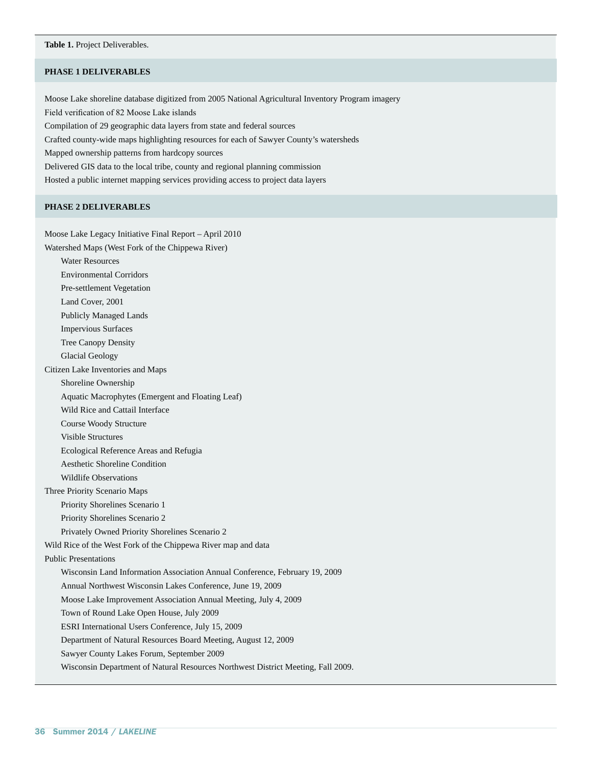**Table 1.** Project Deliverables.

**PHASE 1 DELIVERABLES**

Moose Lake shoreline database digitized from 2005 National Agricultural Inventory Program imagery
Field verification of 82 Moose Lake islands
Compilation of 29 geographic data layers from state and federal sources
Crafted county-wide maps highlighting resources for each of Sawyer County's watersheds
Mapped ownership patterns from hardcopy sources
Delivered GIS data to the local tribe, county and regional planning commission
Hosted a public internet mapping services providing access to project data layers

**PHASE 2 DELIVERABLES**

- Moose Lake Legacy Initiative Final Report – April 2010
- Watershed Maps (West Fork of the Chippewa River)
  - Water Resources
  - Environmental Corridors
  - Pre-settlement Vegetation
  - Land Cover, 2001
  - Publicly Managed Lands
  - Impervious Surfaces
  - Tree Canopy Density
  - Glacial Geology
- Citizen Lake Inventories and Maps
  - Shoreline Ownership
  - Aquatic Macrophytes (Emergent and Floating Leaf)
  - Wild Rice and Cattail Interface
  - Course Woody Structure
  - Visible Structures
  - Ecological Reference Areas and Refugia
  - Aesthetic Shoreline Condition
  - Wildlife Observations
- Three Priority Scenario Maps
  - Priority Shorelines Scenario 1
  - Priority Shorelines Scenario 2
  - Privately Owned Priority Shorelines Scenario 2
- Wild Rice of the West Fork of the Chippewa River map and data
- Public Presentations
  - Wisconsin Land Information Association Annual Conference, February 19, 2009
  - Annual Northwest Wisconsin Lakes Conference, June 19, 2009
  - Moose Lake Improvement Association Annual Meeting, July 4, 2009
  - Town of Round Lake Open House, July 2009
  - ESRI International Users Conference, July 15, 2009
  - Department of Natural Resources Board Meeting, August 12, 2009
  - Sawyer County Lakes Forum, September 2009
  - Wisconsin Department of Natural Resources Northwest District Meeting, Fall 2009.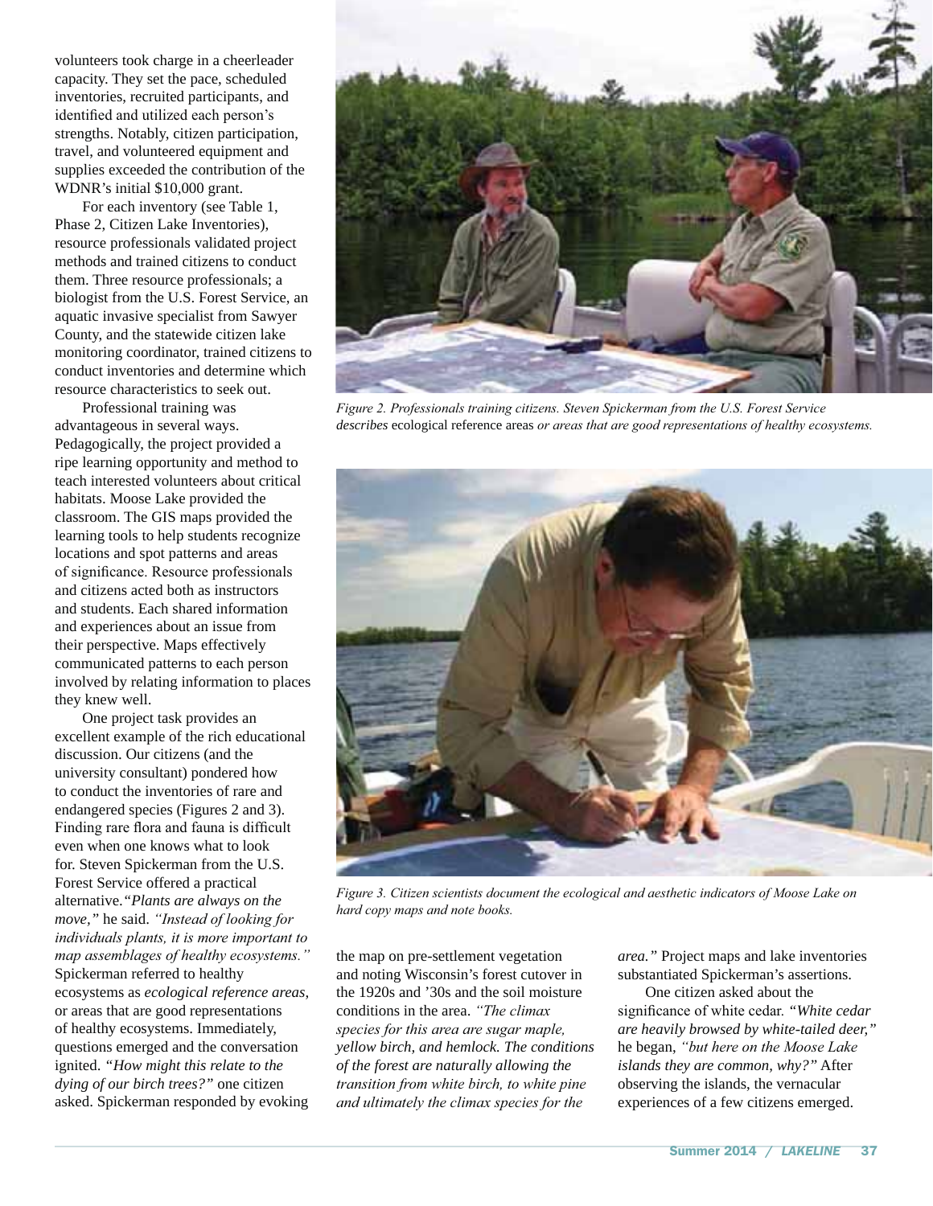volunteers took charge in a cheerleader capacity. They set the pace, scheduled inventories, recruited participants, and identified and utilized each person's strengths. Notably, citizen participation, travel, and volunteered equipment and supplies exceeded the contribution of the WDNR's initial $10,000 grant.

For each inventory (see Table 1, Phase 2, Citizen Lake Inventories), resource professionals validated project methods and trained citizens to conduct them. Three resource professionals; a biologist from the U.S. Forest Service, an aquatic invasive specialist from Sawyer County, and the statewide citizen lake monitoring coordinator, trained citizens to conduct inventories and determine which resource characteristics to seek out.

Professional training was advantageous in several ways. Pedagogically, the project provided a ripe learning opportunity and method to teach interested volunteers about critical habitats. Moose Lake provided the classroom. The GIS maps provided the learning tools to help students recognize locations and spot patterns and areas of significance. Resource professionals and citizens acted both as instructors and students. Each shared information and experiences about an issue from their perspective. Maps effectively communicated patterns to each person involved by relating information to places they knew well.

One project task provides an excellent example of the rich educational discussion. Our citizens (and the university consultant) pondered how to conduct the inventories of rare and endangered species (Figures 2 and 3). Finding rare flora and fauna is difficult even when one knows what to look for. Steven Spickerman from the U.S. Forest Service offered a practical alternative. *"Plants are always on the move,"* he said. *"Instead of looking for individuals plants, it is more important to map assemblages of healthy ecosystems."* Spickerman referred to healthy ecosystems as *ecological reference areas,* or areas that are good representations of healthy ecosystems. Immediately, questions emerged and the conversation ignited. *"How might this relate to the dying of our birch trees?"* one citizen asked. Spickerman responded by evoking the map on pre-settlement vegetation and noting Wisconsin's forest cutover in the 1920s and '30s and the soil moisture conditions in the area. *"The climax species for this area are sugar maple, yellow birch, and hemlock. The conditions of the forest are naturally allowing the transition from white birch, to white pine and ultimately the climax species for the area."* Project maps and lake inventories substantiated Spickerman's assertions.

One citizen asked about the significance of white cedar. *"White cedar are heavily browsed by white-tailed deer,"* he began, *"but here on the Moose Lake islands they are common, why?"* After observing the islands, the vernacular experiences of a few citizens emerged.

*Figure 2. Professionals training citizens. Steven Spickerman from the U.S. Forest Service describes* ecological reference areas *or areas that are good representations of healthy ecosystems.*

*Figure 3. Citizen scientists document the ecological and aesthetic indicators of Moose Lake on hard copy maps and note books.*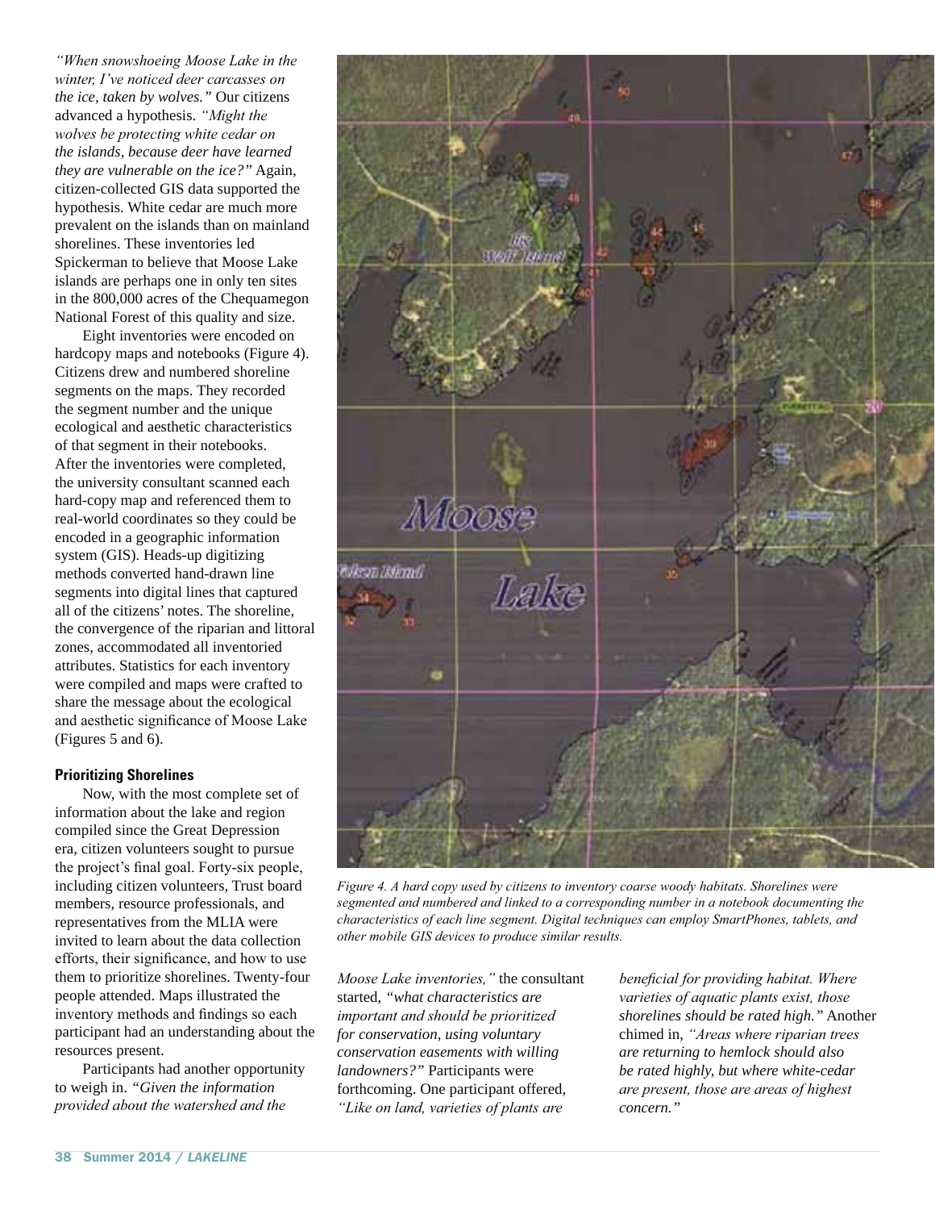*"When snowshoeing Moose Lake in the winter, I've noticed deer carcasses on the ice, taken by wolves."* Our citizens advanced a hypothesis. *"Might the wolves be protecting white cedar on the islands, because deer have learned they are vulnerable on the ice?"* Again, citizen-collected GIS data supported the hypothesis. White cedar are much more prevalent on the islands than on mainland shorelines. These inventories led Spickerman to believe that Moose Lake islands are perhaps one in only ten sites in the 800,000 acres of the Chequamegon National Forest of this quality and size.

Eight inventories were encoded on hardcopy maps and notebooks (Figure 4). Citizens drew and numbered shoreline segments on the maps. They recorded the segment number and the unique ecological and aesthetic characteristics of that segment in their notebooks. After the inventories were completed, the university consultant scanned each hard-copy map and referenced them to real-world coordinates so they could be encoded in a geographic information system (GIS). Heads-up digitizing methods converted hand-drawn line segments into digital lines that captured all of the citizens' notes. The shoreline, the convergence of the riparian and littoral zones, accommodated all inventoried attributes. Statistics for each inventory were compiled and maps were crafted to share the message about the ecological and aesthetic significance of Moose Lake (Figures 5 and 6).

*Figure 4. A hard copy used by citizens to inventory coarse woody habitats. Shorelines were segmented and numbered and linked to a corresponding number in a notebook documenting the characteristics of each line segment. Digital techniques can employ SmartPhones, tablets, and other mobile GIS devices to produce similar results.*

#### Prioritizing Shorelines

Now, with the most complete set of information about the lake and region compiled since the Great Depression era, citizen volunteers sought to pursue the project's final goal. Forty-six people, including citizen volunteers, Trust board members, resource professionals, and representatives from the MLIA were invited to learn about the data collection efforts, their significance, and how to use them to prioritize shorelines. Twenty-four people attended. Maps illustrated the inventory methods and findings so each participant had an understanding about the resources present.

Participants had another opportunity to weigh in. *"Given the information provided about the watershed and the Moose Lake inventories,"* the consultant started, *"what characteristics are important and should be prioritized for conservation, using voluntary conservation easements with willing landowners?"* Participants were forthcoming. One participant offered, *"Like on land, varieties of plants are beneficial for providing habitat. Where varieties of aquatic plants exist, those shorelines should be rated high."* Another chimed in, *"Areas where riparian trees are returning to hemlock should also be rated highly, but where white-cedar are present, those are areas of highest concern."*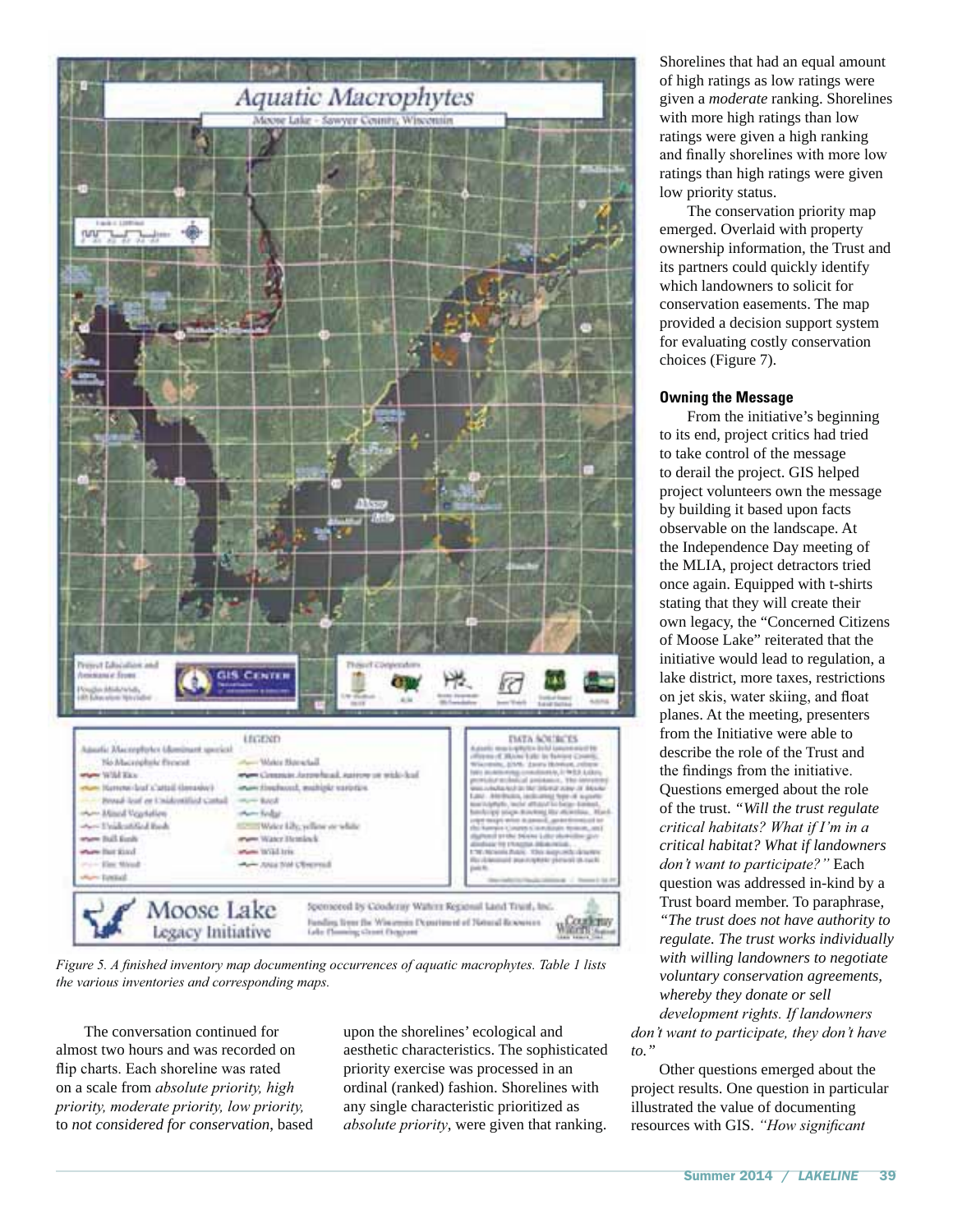*Figure 5. A finished inventory map documenting occurrences of aquatic macrophytes. Table 1 lists the various inventories and corresponding maps.*

The conversation continued for almost two hours and was recorded on flip charts. Each shoreline was rated on a scale from *absolute priority, high priority, moderate priority, low priority,* to *not considered for conservation*, based upon the shorelines' ecological and aesthetic characteristics. The sophisticated priority exercise was processed in an ordinal (ranked) fashion. Shorelines with any single characteristic prioritized as *absolute priority*, were given that ranking. Shorelines that had an equal amount of high ratings as low ratings were given a *moderate* ranking. Shorelines with more high ratings than low ratings were given a high ranking and finally shorelines with more low ratings than high ratings were given low priority status.

The conservation priority map emerged. Overlaid with property ownership information, the Trust and its partners could quickly identify which landowners to solicit for conservation easements. The map provided a decision support system for evaluating costly conservation choices (Figure 7).

#### Owning the Message

From the initiative's beginning to its end, project critics had tried to take control of the message to derail the project. GIS helped project volunteers own the message by building it based upon facts observable on the landscape. At the Independence Day meeting of the MLIA, project detractors tried once again. Equipped with t-shirts stating that they will create their own legacy, the "Concerned Citizens of Moose Lake" reiterated that the initiative would lead to regulation, a lake district, more taxes, restrictions on jet skis, water skiing, and float planes. At the meeting, presenters from the Initiative were able to describe the role of the Trust and the findings from the initiative. Questions emerged about the role of the trust. *"Will the trust regulate critical habitats? What if I'm in a critical habitat? What if landowners don't want to participate?"* Each question was addressed in-kind by a Trust board member. To paraphrase, *"The trust does not have authority to regulate. The trust works individually with willing landowners to negotiate voluntary conservation agreements, whereby they donate or sell development rights. If landowners don't want to participate, they don't have to."*

Other questions emerged about the project results. One question in particular illustrated the value of documenting resources with GIS. *"How significant*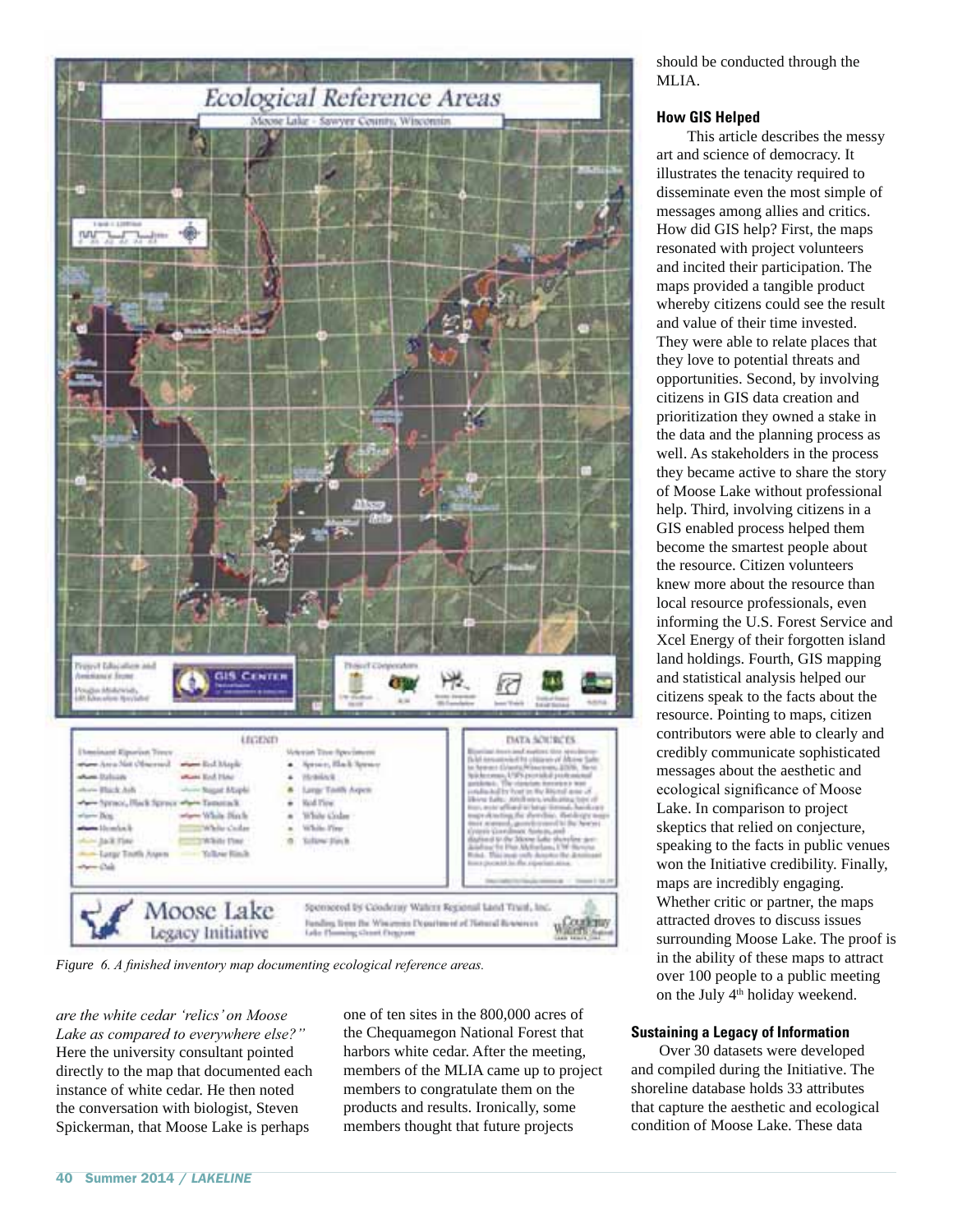Figure 6. A finished inventory map documenting ecological reference areas.

*are the white cedar 'relics' on Moose Lake as compared to everywhere else?"* Here the university consultant pointed directly to the map that documented each instance of white cedar. He then noted the conversation with biologist, Steven Spickerman, that Moose Lake is perhaps one of ten sites in the 800,000 acres of the Chequamegon National Forest that harbors white cedar. After the meeting, members of the MLIA came up to project members to congratulate them on the products and results. Ironically, some members thought that future projects should be conducted through the MLIA.

### How GIS Helped

This article describes the messy art and science of democracy. It illustrates the tenacity required to disseminate even the most simple of messages among allies and critics. How did GIS help? First, the maps resonated with project volunteers and incited their participation. The maps provided a tangible product whereby citizens could see the result and value of their time invested. They were able to relate places that they love to potential threats and opportunities. Second, by involving citizens in GIS data creation and prioritization they owned a stake in the data and the planning process as well. As stakeholders in the process they became active to share the story of Moose Lake without professional help. Third, involving citizens in a GIS enabled process helped them become the smartest people about the resource. Citizen volunteers knew more about the resource than local resource professionals, even informing the U.S. Forest Service and Xcel Energy of their forgotten island land holdings. Fourth, GIS mapping and statistical analysis helped our citizens speak to the facts about the resource. Pointing to maps, citizen contributors were able to clearly and credibly communicate sophisticated messages about the aesthetic and ecological significance of Moose Lake. In comparison to project skeptics that relied on conjecture, speaking to the facts in public venues won the Initiative credibility. Finally, maps are incredibly engaging. Whether critic or partner, the maps attracted droves to discuss issues surrounding Moose Lake. The proof is in the ability of these maps to attract over 100 people to a public meeting on the July 4th holiday weekend.

### Sustaining a Legacy of Information

Over 30 datasets were developed and compiled during the Initiative. The shoreline database holds 33 attributes that capture the aesthetic and ecological condition of Moose Lake. These data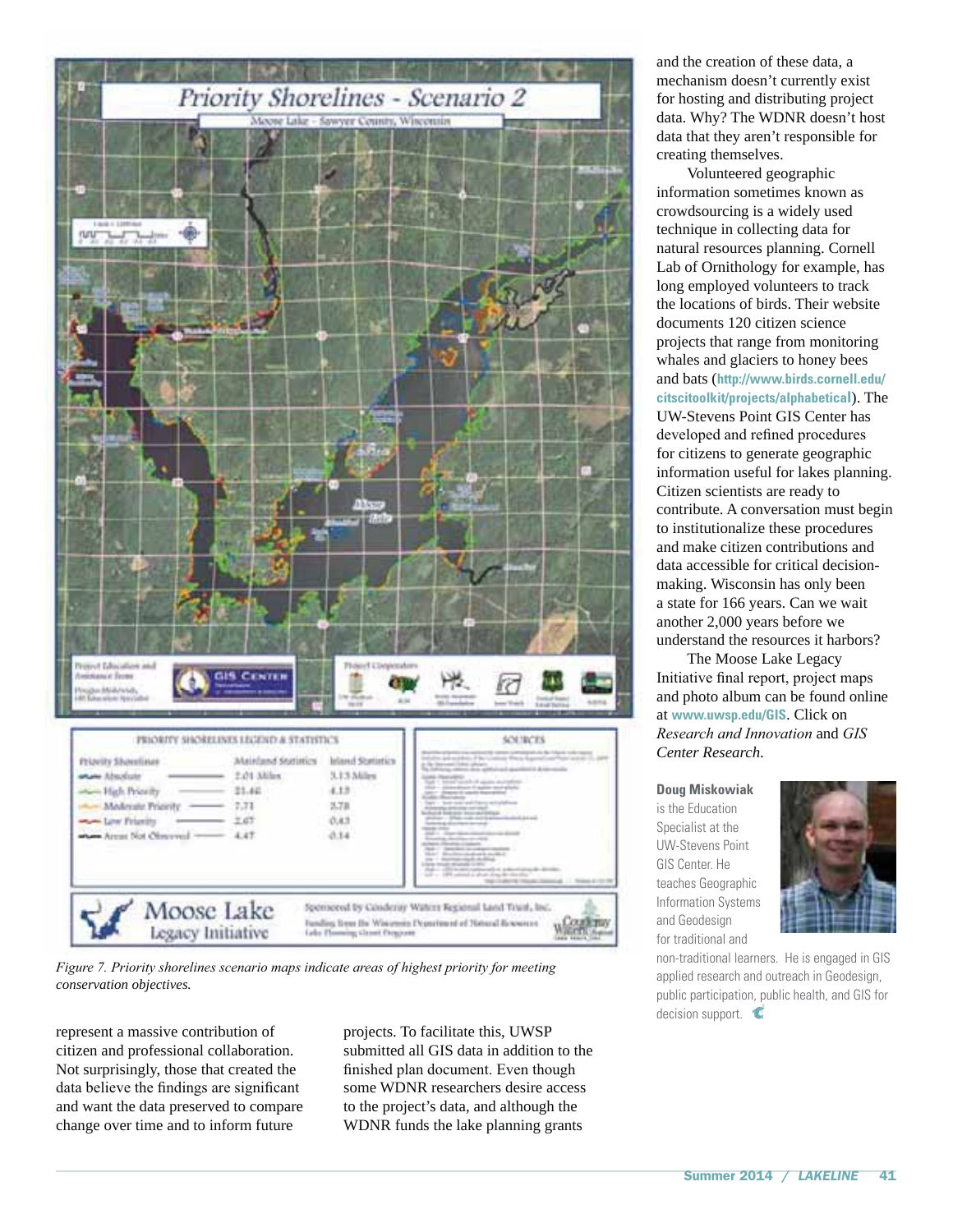*Figure 7. Priority shorelines scenario maps indicate areas of highest priority for meeting conservation objectives.*

represent a massive contribution of citizen and professional collaboration. Not surprisingly, those that created the data believe the findings are significant and want the data preserved to compare change over time and to inform future projects. To facilitate this, UWSP submitted all GIS data in addition to the finished plan document. Even though some WDNR researchers desire access to the project's data, and although the WDNR funds the lake planning grants and the creation of these data, a mechanism doesn't currently exist for hosting and distributing project data. Why? The WDNR doesn't host data that they aren't responsible for creating themselves.

Volunteered geographic information sometimes known as crowdsourcing is a widely used technique in collecting data for natural resources planning. Cornell Lab of Ornithology for example, has long employed volunteers to track the locations of birds. Their website documents 120 citizen science projects that range from monitoring whales and glaciers to honey bees and bats (**http://www.birds.cornell.edu/citscitoolkit/projects/alphabetical**). The UW-Stevens Point GIS Center has developed and refined procedures for citizens to generate geographic information useful for lakes planning. Citizen scientists are ready to contribute. A conversation must begin to institutionalize these procedures and make citizen contributions and data accessible for critical decision-making. Wisconsin has only been a state for 166 years. Can we wait another 2,000 years before we understand the resources it harbors?

The Moose Lake Legacy Initiative final report, project maps and photo album can be found online at **www.uwsp.edu/GIS**. Click on *Research and Innovation* and *GIS Center Research.*

**Doug Miskowiak** is the Education Specialist at the UW-Stevens Point GIS Center. He teaches Geographic Information Systems and Geodesign for traditional and non-traditional learners. He is engaged in GIS applied research and outreach in Geodesign, public participation, public health, and GIS for decision support.